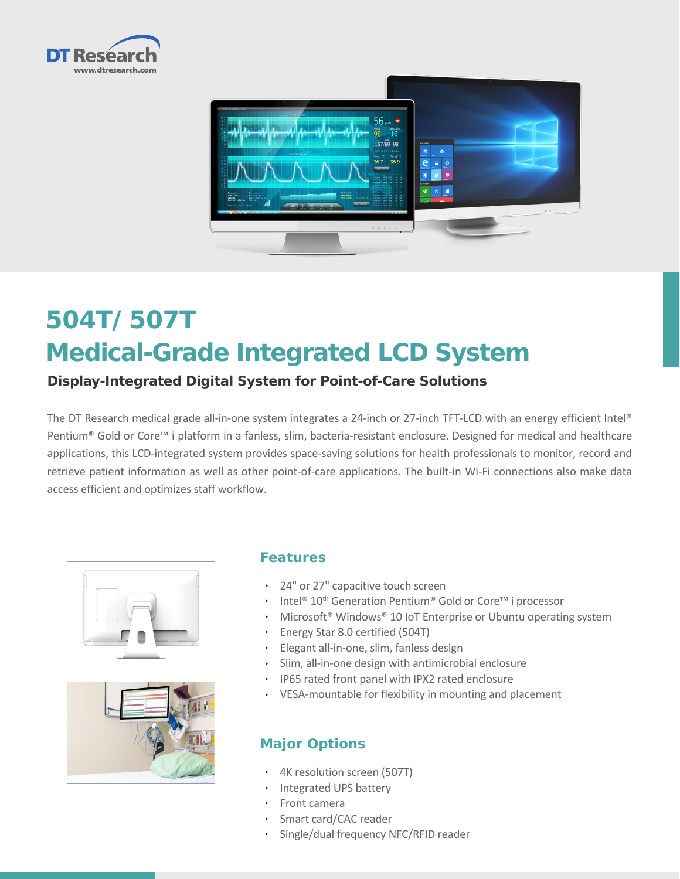# 504T/ 507T

# Medical-Grade Integrated LCD System

**Display-Integrated Digital System for Point-of-Care Solutions**

The DT Research medical grade all-in-one system integrates a 24-inch or 27-inch TFT-LCD with an energy efficient Intel® Pentium® Gold or Core™ i platform in a fanless, slim, bacteria-resistant enclosure. Designed for medical and healthcare applications, this LCD-integrated system provides space-saving solutions for health professionals to monitor, record and retrieve patient information as well as other point-of-care applications. The built-in Wi-Fi connections also make data access efficient and optimizes staff workflow.

## Features

- 24" or 27" capacitive touch screen
- Intel® 10th Generation Pentium® Gold or Core™ i processor
- Microsoft® Windows® 10 IoT Enterprise or Ubuntu operating system
- Energy Star 8.0 certified (504T)
- Elegant all-in-one, slim, fanless design
- Slim, all-in-one design with antimicrobial enclosure
- IP65 rated front panel with IPX2 rated enclosure
- VESA-mountable for flexibility in mounting and placement

## Major Options

- 4K resolution screen (507T)
- Integrated UPS battery
- Front camera
- Smart card/CAC reader
- Single/dual frequency NFC/RFID reader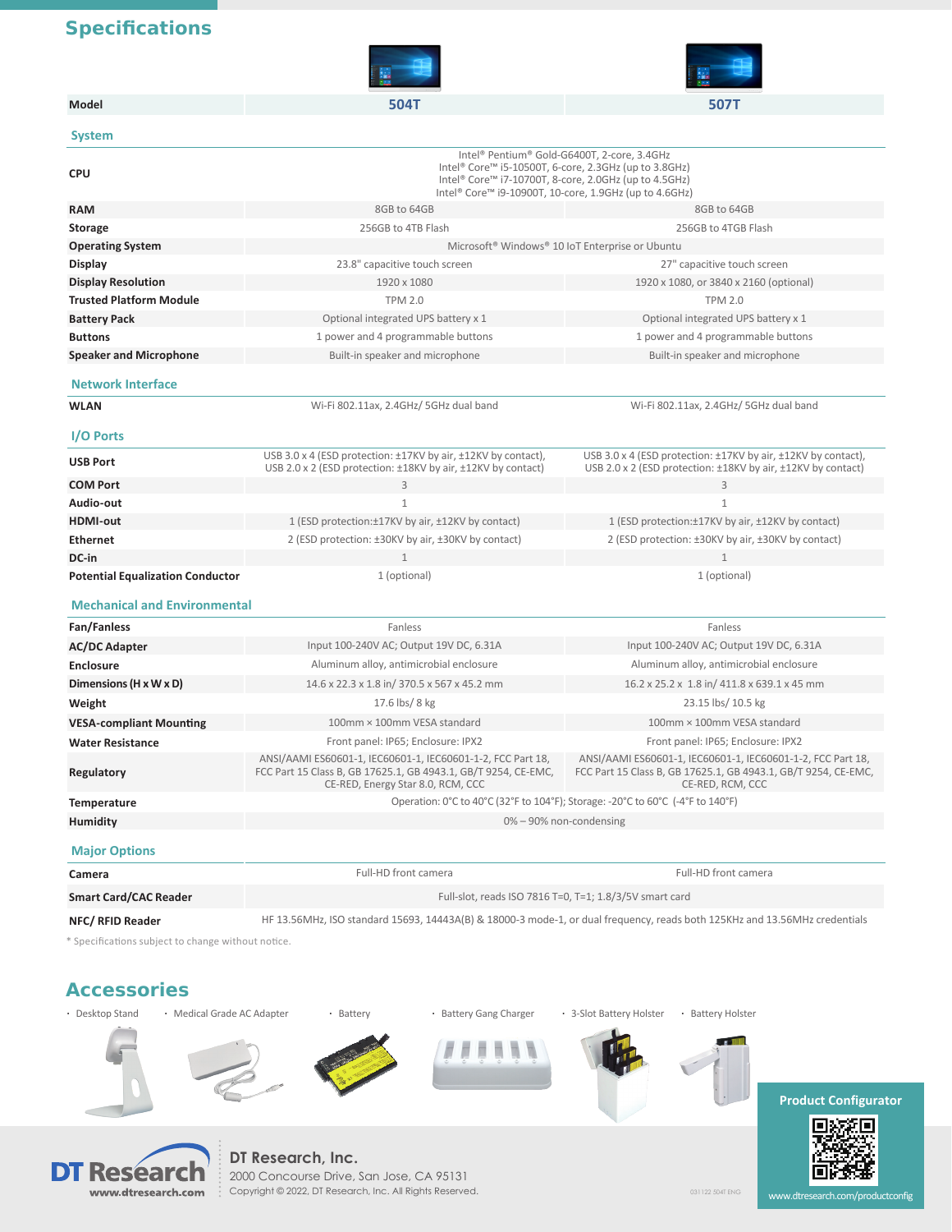## Specifications

| Model | 504T | 507T |
|---|---|---|
| **System** | | |
| CPU | Intel® Pentium® Gold-G6400T, 2-core, 3.4GHz<br>Intel® Core™ i5-10500T, 6-core, 2.3GHz (up to 3.8GHz)<br>Intel® Core™ i7-10700T, 8-core, 2.0GHz (up to 4.5GHz)<br>Intel® Core™ i9-10900T, 10-core, 1.9GHz (up to 4.6GHz) | |
| RAM | 8GB to 64GB | 8GB to 64GB |
| Storage | 256GB to 4TB Flash | 256GB to 4TGB Flash |
| Operating System | Microsoft® Windows® 10 IoT Enterprise or Ubuntu | |
| Display | 23.8" capacitive touch screen | 27" capacitive touch screen |
| Display Resolution | 1920 x 1080 | 1920 x 1080, or 3840 x 2160 (optional) |
| Trusted Platform Module | TPM 2.0 | TPM 2.0 |
| Battery Pack | Optional integrated UPS battery x 1 | Optional integrated UPS battery x 1 |
| Buttons | 1 power and 4 programmable buttons | 1 power and 4 programmable buttons |
| Speaker and Microphone | Built-in speaker and microphone | Built-in speaker and microphone |
| **Network Interface** | | |
| WLAN | Wi-Fi 802.11ax, 2.4GHz/ 5GHz dual band | Wi-Fi 802.11ax, 2.4GHz/ 5GHz dual band |
| **I/O Ports** | | |
| USB Port | USB 3.0 x 4 (ESD protection: ±17KV by air, ±12KV by contact),<br>USB 2.0 x 2 (ESD protection: ±18KV by air, ±12KV by contact) | USB 3.0 x 4 (ESD protection: ±17KV by air, ±12KV by contact),<br>USB 2.0 x 2 (ESD protection: ±18KV by air, ±12KV by contact) |
| COM Port | 3 | 3 |
| Audio-out | 1 | 1 |
| HDMI-out | 1 (ESD protection:±17KV by air, ±12KV by contact) | 1 (ESD protection:±17KV by air, ±12KV by contact) |
| Ethernet | 2 (ESD protection: ±30KV by air, ±30KV by contact) | 2 (ESD protection: ±30KV by air, ±30KV by contact) |
| DC-in | 1 | 1 |
| Potential Equalization Conductor | 1 (optional) | 1 (optional) |
| **Mechanical and Environmental** | | |
| Fan/Fanless | Fanless | Fanless |
| AC/DC Adapter | Input 100-240V AC; Output 19V DC, 6.31A | Input 100-240V AC; Output 19V DC, 6.31A |
| Enclosure | Aluminum alloy, antimicrobial enclosure | Aluminum alloy, antimicrobial enclosure |
| Dimensions (H x W x D) | 14.6 x 22.3 x 1.8 in/ 370.5 x 567 x 45.2 mm | 16.2 x 25.2 x 1.8 in/ 411.8 x 639.1 x 45 mm |
| Weight | 17.6 lbs/ 8 kg | 23.15 lbs/ 10.5 kg |
| VESA-compliant Mounting | 100mm × 100mm VESA standard | 100mm × 100mm VESA standard |
| Water Resistance | Front panel: IP65; Enclosure: IPX2 | Front panel: IP65; Enclosure: IPX2 |
| Regulatory | ANSI/AAMI ES60601-1, IEC60601-1, IEC60601-1-2, FCC Part 18, FCC Part 15 Class B, GB 17625.1, GB 4943.1, GB/T 9254, CE-EMC, CE-RED, Energy Star 8.0, RCM, CCC | ANSI/AAMI ES60601-1, IEC60601-1, IEC60601-1-2, FCC Part 18, FCC Part 15 Class B, GB 17625.1, GB 4943.1, GB/T 9254, CE-EMC, CE-RED, RCM, CCC |
| Temperature | Operation: 0°C to 40°C (32°F to 104°F); Storage: -20°C to 60°C (-4°F to 140°F) | |
| Humidity | 0% – 90% non-condensing | |
| **Major Options** | | |
| Camera | Full-HD front camera | Full-HD front camera |
| Smart Card/CAC Reader | Full-slot, reads ISO 7816 T=0, T=1; 1.8/3/5V smart card | |
| NFC/ RFID Reader | HF 13.56MHz, ISO standard 15693, 14443A(B) & 18000-3 mode-1, or dual frequency, reads both 125KHz and 13.56MHz credentials | |

* Specifications subject to change without notice.

## Accessories

- Desktop Stand
- Medical Grade AC Adapter
- Battery
- Battery Gang Charger
- 3-Slot Battery Holster
- Battery Holster

**Product Configurator**

www.dtresearch.com/productconfig

DT Research

www.dtresearch.com

**DT Research, Inc.**

2000 Concourse Drive, San Jose, CA 95131

Copyright © 2022, DT Research, Inc. All Rights Reserved.

031122 504T ENG